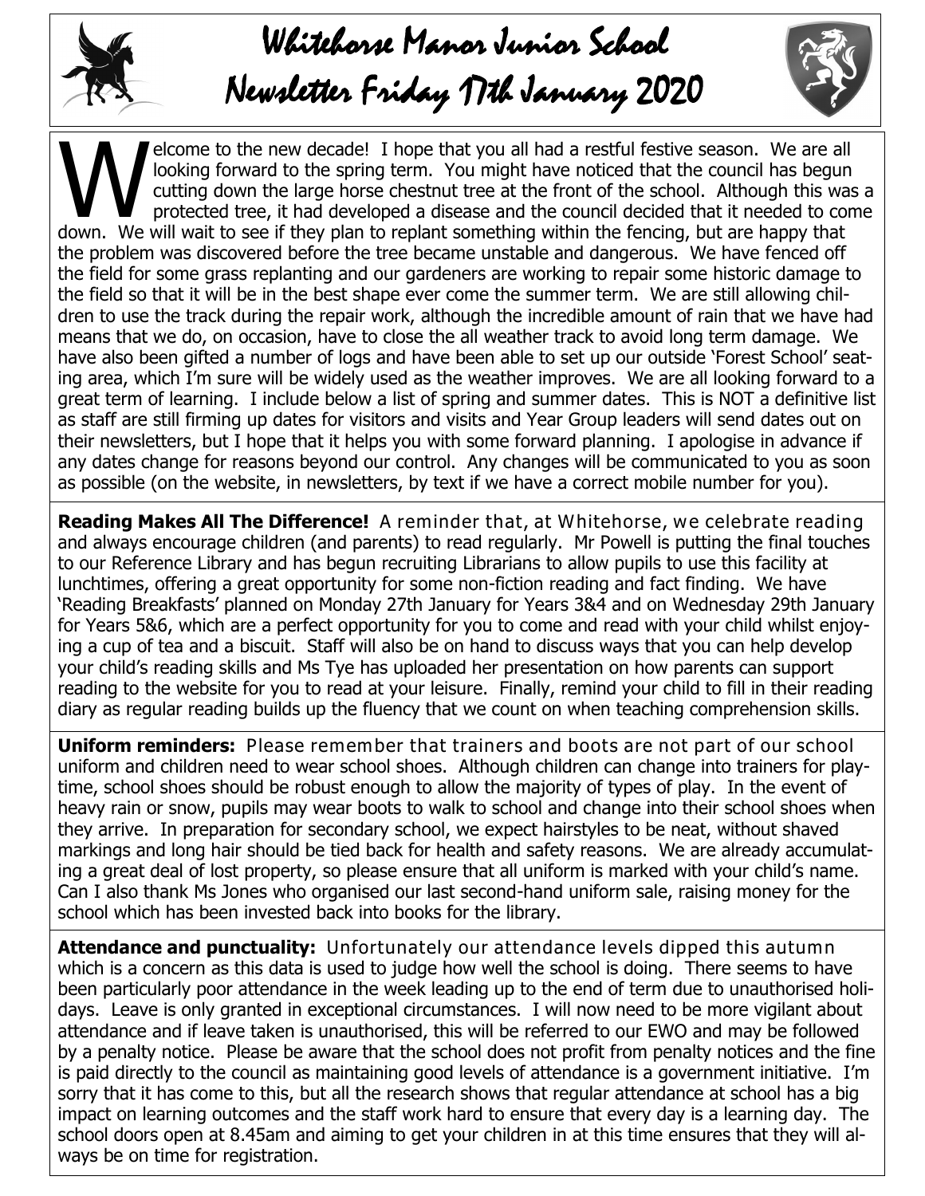# Whitehorse Manor Junior School Newsletter Friday 17th January 2020

Welcome to the new decade! I hope that you all had a restful festive season. We are all looking forward to the spring term. You might have noticed that the council has begun cutting down the large horse chestnut tree at the front of the school. Although this was a protected tree, it had developed a disease and the council decided that it needed to come down. We will wait to see if they plan to replant something within the fencing, but are happy that the problem was discovered before the tree became unstable and dangerous. We have fenced off the field for some grass replanting and our gardeners are working to repair some historic damage to the field so that it will be in the best shape ever come the summer term. We are still allowing children to use the track during the repair work, although the incredible amount of rain that we have had means that we do, on occasion, have to close the all weather track to avoid long term damage. We have also been gifted a number of logs and have been able to set up our outside 'Forest School' seating area, which I'm sure will be widely used as the weather improves. We are all looking forward to a great term of learning. I include below a list of spring and summer dates. This is NOT a definitive list as staff are still firming up dates for visitors and visits and Year Group leaders will send dates out on their newsletters, but I hope that it helps you with some forward planning. I apologise in advance if any dates change for reasons beyond our control. Any changes will be communicated to you as soon as possible (on the website, in newsletters, by text if we have a correct mobile number for you).

**Reading Makes All The Difference!** A reminder that, at Whitehorse, we celebrate reading and always encourage children (and parents) to read regularly. Mr Powell is putting the final touches to our Reference Library and has begun recruiting Librarians to allow pupils to use this facility at lunchtimes, offering a great opportunity for some non-fiction reading and fact finding. We have 'Reading Breakfasts' planned on Monday 27th January for Years 3&4 and on Wednesday 29th January for Years 5&6, which are a perfect opportunity for you to come and read with your child whilst enjoying a cup of tea and a biscuit. Staff will also be on hand to discuss ways that you can help develop your child's reading skills and Ms Tye has uploaded her presentation on how parents can support reading to the website for you to read at your leisure. Finally, remind your child to fill in their reading diary as regular reading builds up the fluency that we count on when teaching comprehension skills.

**Uniform reminders:** Please remember that trainers and boots are not part of our school uniform and children need to wear school shoes. Although children can change into trainers for playtime, school shoes should be robust enough to allow the majority of types of play. In the event of heavy rain or snow, pupils may wear boots to walk to school and change into their school shoes when they arrive. In preparation for secondary school, we expect hairstyles to be neat, without shaved markings and long hair should be tied back for health and safety reasons. We are already accumulating a great deal of lost property, so please ensure that all uniform is marked with your child's name. Can I also thank Ms Jones who organised our last second-hand uniform sale, raising money for the school which has been invested back into books for the library.

**Attendance and punctuality:** Unfortunately our attendance levels dipped this autumn which is a concern as this data is used to judge how well the school is doing. There seems to have been particularly poor attendance in the week leading up to the end of term due to unauthorised holidays. Leave is only granted in exceptional circumstances. I will now need to be more vigilant about attendance and if leave taken is unauthorised, this will be referred to our EWO and may be followed by a penalty notice. Please be aware that the school does not profit from penalty notices and the fine is paid directly to the council as maintaining good levels of attendance is a government initiative. I'm sorry that it has come to this, but all the research shows that regular attendance at school has a big impact on learning outcomes and the staff work hard to ensure that every day is a learning day. The school doors open at 8.45am and aiming to get your children in at this time ensures that they will always be on time for registration.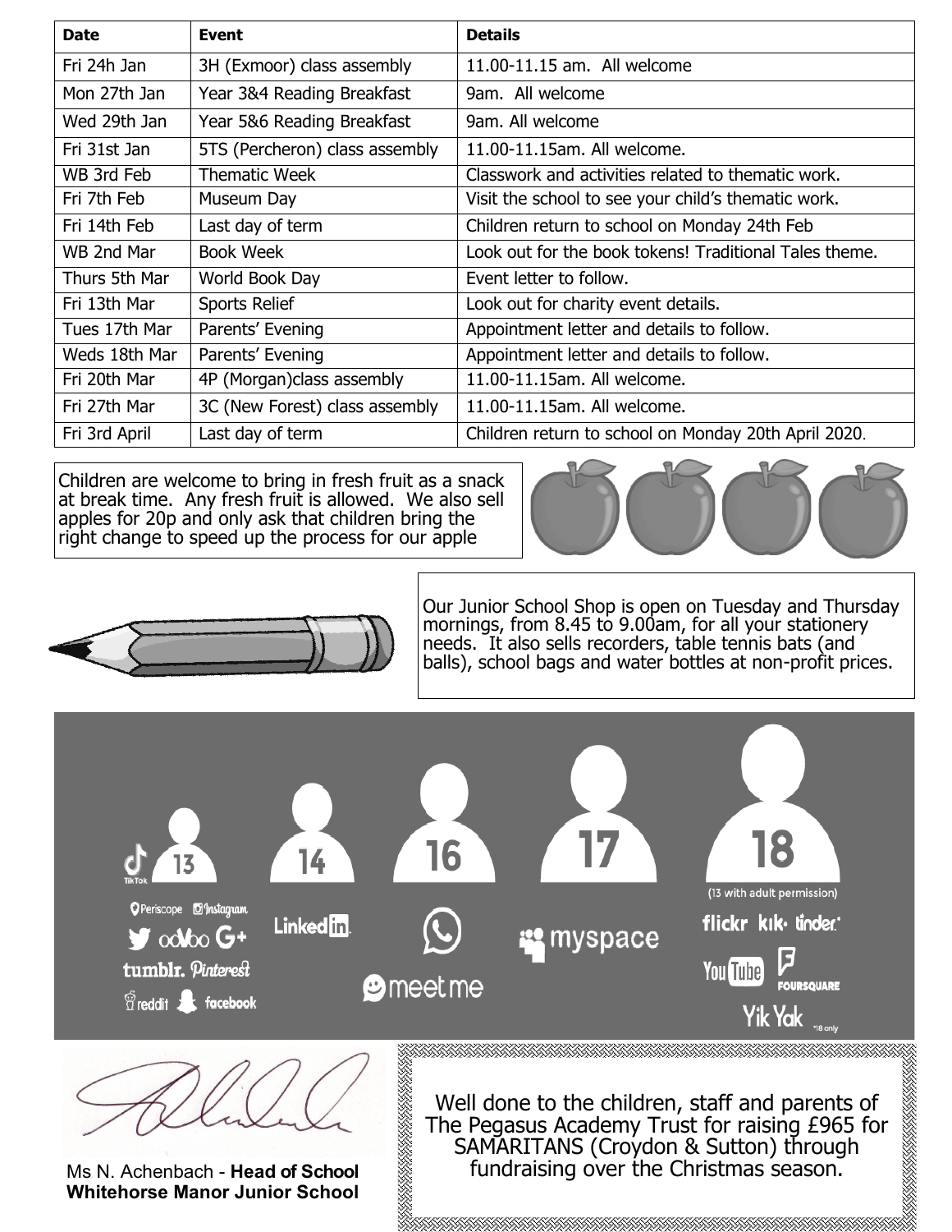| Date | Event | Details |
|---|---|---|
| Fri 24h Jan | 3H (Exmoor) class assembly | 11.00-11.15 am. All welcome |
| Mon 27th Jan | Year 3&4 Reading Breakfast | 9am. All welcome |
| Wed 29th Jan | Year 5&6 Reading Breakfast | 9am. All welcome |
| Fri 31st Jan | 5TS (Percheron) class assembly | 11.00-11.15am. All welcome. |
| WB 3rd Feb | Thematic Week | Classwork and activities related to thematic work. |
| Fri 7th Feb | Museum Day | Visit the school to see your child's thematic work. |
| Fri 14th Feb | Last day of term | Children return to school on Monday 24th Feb |
| WB 2nd Mar | Book Week | Look out for the book tokens! Traditional Tales theme. |
| Thurs 5th Mar | World Book Day | Event letter to follow. |
| Fri 13th Mar | Sports Relief | Look out for charity event details. |
| Tues 17th Mar | Parents' Evening | Appointment letter and details to follow. |
| Weds 18th Mar | Parents' Evening | Appointment letter and details to follow. |
| Fri 20th Mar | 4P (Morgan)class assembly | 11.00-11.15am. All welcome. |
| Fri 27th Mar | 3C (New Forest) class assembly | 11.00-11.15am. All welcome. |
| Fri 3rd April | Last day of term | Children return to school on Monday 20th April 2020. |

Children are welcome to bring in fresh fruit as a snack at break time. Any fresh fruit is allowed. We also sell apples for 20p and only ask that children bring the right change to speed up the process for our apple

Our Junior School Shop is open on Tuesday and Thursday mornings, from 8.45 to 9.00am, for all your stationery needs. It also sells recorders, table tennis bats (and balls), school bags and water bottles at non-profit prices.

13: TikTok, Periscope, Instagram, Twitter, ooVoo, G+, tumblr., Pinterest, reddit, Snapchat, facebook

14: LinkedIn

16: WhatsApp, meetme

17: myspace

18 (13 with adult permission): flickr, kik, tinder*, YouTube, Foursquare, Yik Yak

*18 only

Ms N. Achenbach - **Head of School**
**Whitehorse Manor Junior School**

Well done to the children, staff and parents of The Pegasus Academy Trust for raising £965 for SAMARITANS (Croydon & Sutton) through fundraising over the Christmas season.